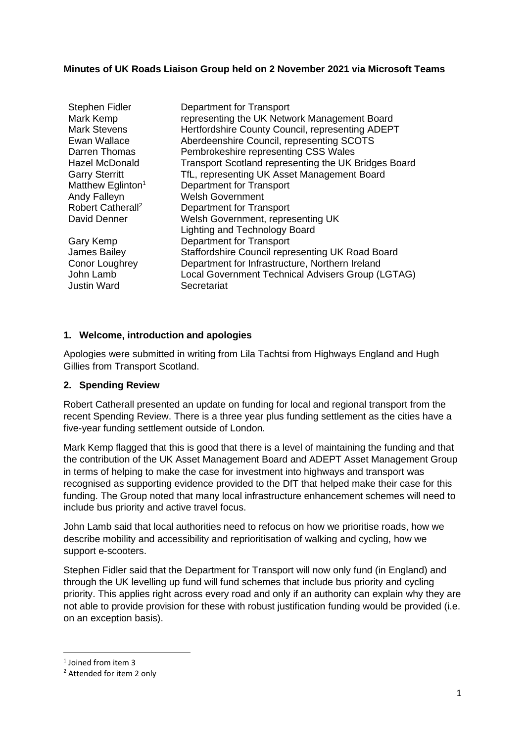**Minutes of UK Roads Liaison Group held on 2 November 2021 via Microsoft Teams**

| | |
|---|---|
| Stephen Fidler | Department for Transport |
| Mark Kemp | representing the UK Network Management Board |
| Mark Stevens | Hertfordshire County Council, representing ADEPT |
| Ewan Wallace | Aberdeenshire Council, representing SCOTS |
| Darren Thomas | Pembrokeshire representing CSS Wales |
| Hazel McDonald | Transport Scotland representing the UK Bridges Board |
| Garry Sterritt | TfL, representing UK Asset Management Board |
| Matthew Eglinton[1] | Department for Transport |
| Andy Falleyn | Welsh Government |
| Robert Catherall[2] | Department for Transport |
| David Denner | Welsh Government, representing UK Lighting and Technology Board |
| Gary Kemp | Department for Transport |
| James Bailey | Staffordshire Council representing UK Road Board |
| Conor Loughrey | Department for Infrastructure, Northern Ireland |
| John Lamb | Local Government Technical Advisers Group (LGTAG) |
| Justin Ward | Secretariat |

## 1. Welcome, introduction and apologies

Apologies were submitted in writing from Lila Tachtsi from Highways England and Hugh Gillies from Transport Scotland.

## 2. Spending Review

Robert Catherall presented an update on funding for local and regional transport from the recent Spending Review. There is a three year plus funding settlement as the cities have a five-year funding settlement outside of London.

Mark Kemp flagged that this is good that there is a level of maintaining the funding and that the contribution of the UK Asset Management Board and ADEPT Asset Management Group in terms of helping to make the case for investment into highways and transport was recognised as supporting evidence provided to the DfT that helped make their case for this funding. The Group noted that many local infrastructure enhancement schemes will need to include bus priority and active travel focus.

John Lamb said that local authorities need to refocus on how we prioritise roads, how we describe mobility and accessibility and reprioritisation of walking and cycling, how we support e-scooters.

Stephen Fidler said that the Department for Transport will now only fund (in England) and through the UK levelling up fund will fund schemes that include bus priority and cycling priority. This applies right across every road and only if an authority can explain why they are not able to provide provision for these with robust justification funding would be provided (i.e. on an exception basis).

[1] Joined from item 3

[2] Attended for item 2 only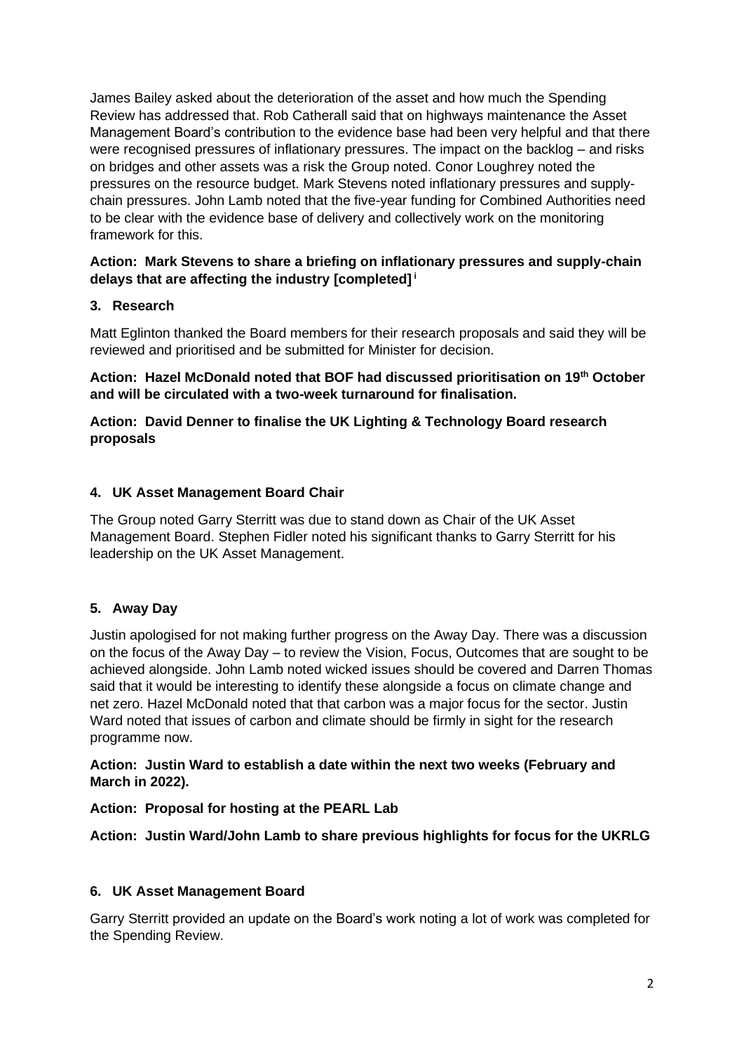James Bailey asked about the deterioration of the asset and how much the Spending Review has addressed that. Rob Catherall said that on highways maintenance the Asset Management Board's contribution to the evidence base had been very helpful and that there were recognised pressures of inflationary pressures. The impact on the backlog – and risks on bridges and other assets was a risk the Group noted. Conor Loughrey noted the pressures on the resource budget. Mark Stevens noted inflationary pressures and supply-chain pressures. John Lamb noted that the five-year funding for Combined Authorities need to be clear with the evidence base of delivery and collectively work on the monitoring framework for this.

**Action: Mark Stevens to share a briefing on inflationary pressures and supply-chain delays that are affecting the industry [completed]** [i]

## 3. Research

Matt Eglinton thanked the Board members for their research proposals and said they will be reviewed and prioritised and be submitted for Minister for decision.

**Action: Hazel McDonald noted that BOF had discussed prioritisation on 19th October and will be circulated with a two-week turnaround for finalisation.**

**Action: David Denner to finalise the UK Lighting & Technology Board research proposals**

## 4. UK Asset Management Board Chair

The Group noted Garry Sterritt was due to stand down as Chair of the UK Asset Management Board. Stephen Fidler noted his significant thanks to Garry Sterritt for his leadership on the UK Asset Management.

## 5. Away Day

Justin apologised for not making further progress on the Away Day. There was a discussion on the focus of the Away Day – to review the Vision, Focus, Outcomes that are sought to be achieved alongside. John Lamb noted wicked issues should be covered and Darren Thomas said that it would be interesting to identify these alongside a focus on climate change and net zero. Hazel McDonald noted that that carbon was a major focus for the sector. Justin Ward noted that issues of carbon and climate should be firmly in sight for the research programme now.

**Action: Justin Ward to establish a date within the next two weeks (February and March in 2022).**

**Action: Proposal for hosting at the PEARL Lab**

**Action: Justin Ward/John Lamb to share previous highlights for focus for the UKRLG**

## 6. UK Asset Management Board

Garry Sterritt provided an update on the Board's work noting a lot of work was completed for the Spending Review.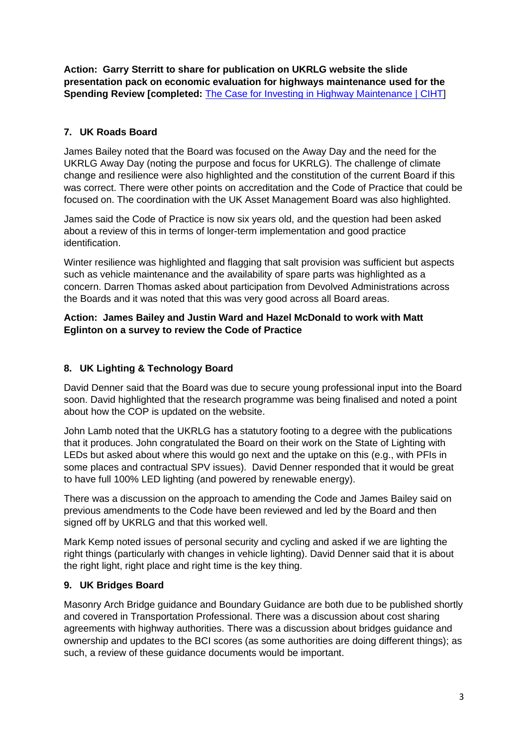**Action: Garry Sterritt to share for publication on UKRLG website the slide presentation pack on economic evaluation for highways maintenance used for the Spending Review [completed:** [The Case for Investing in Highway Maintenance | CIHT]**]**

## 7. UK Roads Board

James Bailey noted that the Board was focused on the Away Day and the need for the UKRLG Away Day (noting the purpose and focus for UKRLG). The challenge of climate change and resilience were also highlighted and the constitution of the current Board if this was correct. There were other points on accreditation and the Code of Practice that could be focused on. The coordination with the UK Asset Management Board was also highlighted.

James said the Code of Practice is now six years old, and the question had been asked about a review of this in terms of longer-term implementation and good practice identification.

Winter resilience was highlighted and flagging that salt provision was sufficient but aspects such as vehicle maintenance and the availability of spare parts was highlighted as a concern. Darren Thomas asked about participation from Devolved Administrations across the Boards and it was noted that this was very good across all Board areas.

**Action: James Bailey and Justin Ward and Hazel McDonald to work with Matt Eglinton on a survey to review the Code of Practice**

## 8. UK Lighting & Technology Board

David Denner said that the Board was due to secure young professional input into the Board soon. David highlighted that the research programme was being finalised and noted a point about how the COP is updated on the website.

John Lamb noted that the UKRLG has a statutory footing to a degree with the publications that it produces. John congratulated the Board on their work on the State of Lighting with LEDs but asked about where this would go next and the uptake on this (e.g., with PFIs in some places and contractual SPV issues). David Denner responded that it would be great to have full 100% LED lighting (and powered by renewable energy).

There was a discussion on the approach to amending the Code and James Bailey said on previous amendments to the Code have been reviewed and led by the Board and then signed off by UKRLG and that this worked well.

Mark Kemp noted issues of personal security and cycling and asked if we are lighting the right things (particularly with changes in vehicle lighting). David Denner said that it is about the right light, right place and right time is the key thing.

## 9. UK Bridges Board

Masonry Arch Bridge guidance and Boundary Guidance are both due to be published shortly and covered in Transportation Professional. There was a discussion about cost sharing agreements with highway authorities. There was a discussion about bridges guidance and ownership and updates to the BCI scores (as some authorities are doing different things); as such, a review of these guidance documents would be important.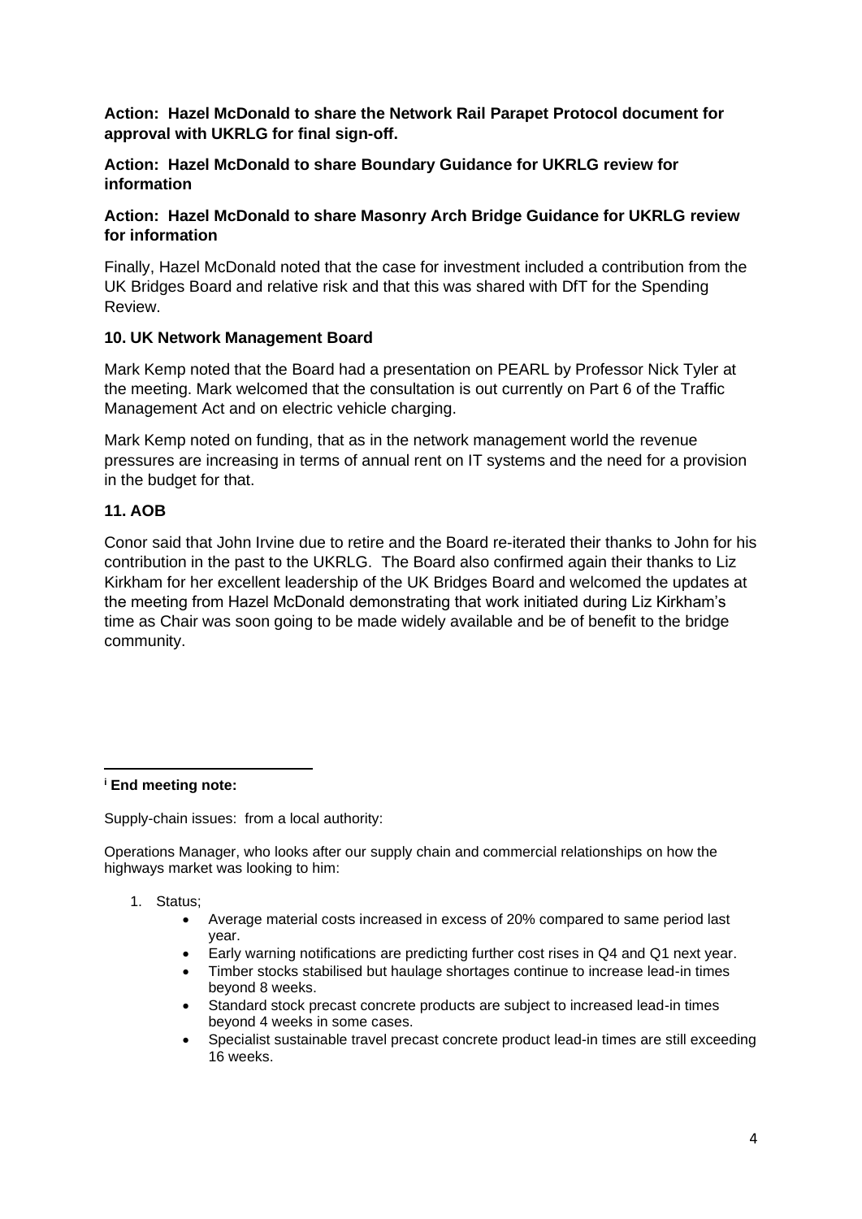**Action: Hazel McDonald to share the Network Rail Parapet Protocol document for approval with UKRLG for final sign-off.**

**Action: Hazel McDonald to share Boundary Guidance for UKRLG review for information**

**Action: Hazel McDonald to share Masonry Arch Bridge Guidance for UKRLG review for information**

Finally, Hazel McDonald noted that the case for investment included a contribution from the UK Bridges Board and relative risk and that this was shared with DfT for the Spending Review.

### 10. UK Network Management Board

Mark Kemp noted that the Board had a presentation on PEARL by Professor Nick Tyler at the meeting. Mark welcomed that the consultation is out currently on Part 6 of the Traffic Management Act and on electric vehicle charging.

Mark Kemp noted on funding, that as in the network management world the revenue pressures are increasing in terms of annual rent on IT systems and the need for a provision in the budget for that.

### 11. AOB

Conor said that John Irvine due to retire and the Board re-iterated their thanks to John for his contribution in the past to the UKRLG. The Board also confirmed again their thanks to Liz Kirkham for her excellent leadership of the UK Bridges Board and welcomed the updates at the meeting from Hazel McDonald demonstrating that work initiated during Liz Kirkham's time as Chair was soon going to be made widely available and be of benefit to the bridge community.

---

[i] **End meeting note:**

Supply-chain issues: from a local authority:

Operations Manager, who looks after our supply chain and commercial relationships on how the highways market was looking to him:

1. Status;
    - Average material costs increased in excess of 20% compared to same period last year.
    - Early warning notifications are predicting further cost rises in Q4 and Q1 next year.
    - Timber stocks stabilised but haulage shortages continue to increase lead-in times beyond 8 weeks.
    - Standard stock precast concrete products are subject to increased lead-in times beyond 4 weeks in some cases.
    - Specialist sustainable travel precast concrete product lead-in times are still exceeding 16 weeks.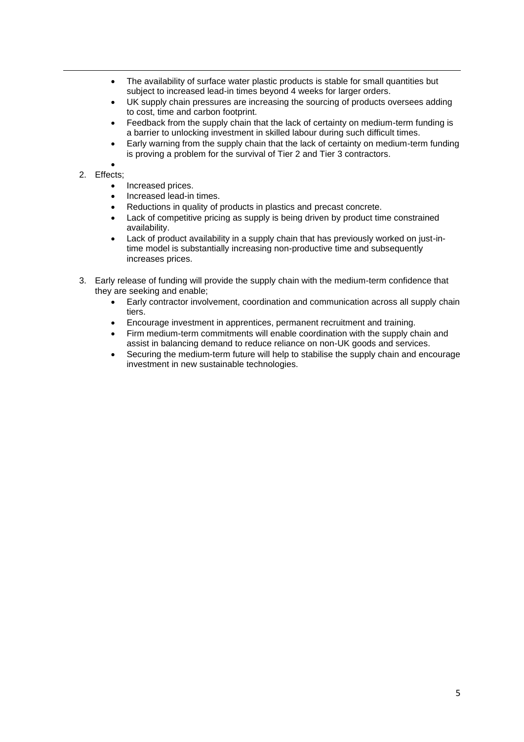- The availability of surface water plastic products is stable for small quantities but subject to increased lead-in times beyond 4 weeks for larger orders.
- UK supply chain pressures are increasing the sourcing of products oversees adding to cost, time and carbon footprint.
- Feedback from the supply chain that the lack of certainty on medium-term funding is a barrier to unlocking investment in skilled labour during such difficult times.
- Early warning from the supply chain that the lack of certainty on medium-term funding is proving a problem for the survival of Tier 2 and Tier 3 contractors.
- 

2. Effects;
   - Increased prices.
   - Increased lead-in times.
   - Reductions in quality of products in plastics and precast concrete.
   - Lack of competitive pricing as supply is being driven by product time constrained availability.
   - Lack of product availability in a supply chain that has previously worked on just-in-time model is substantially increasing non-productive time and subsequently increases prices.

3. Early release of funding will provide the supply chain with the medium-term confidence that they are seeking and enable;
   - Early contractor involvement, coordination and communication across all supply chain tiers.
   - Encourage investment in apprentices, permanent recruitment and training.
   - Firm medium-term commitments will enable coordination with the supply chain and assist in balancing demand to reduce reliance on non-UK goods and services.
   - Securing the medium-term future will help to stabilise the supply chain and encourage investment in new sustainable technologies.